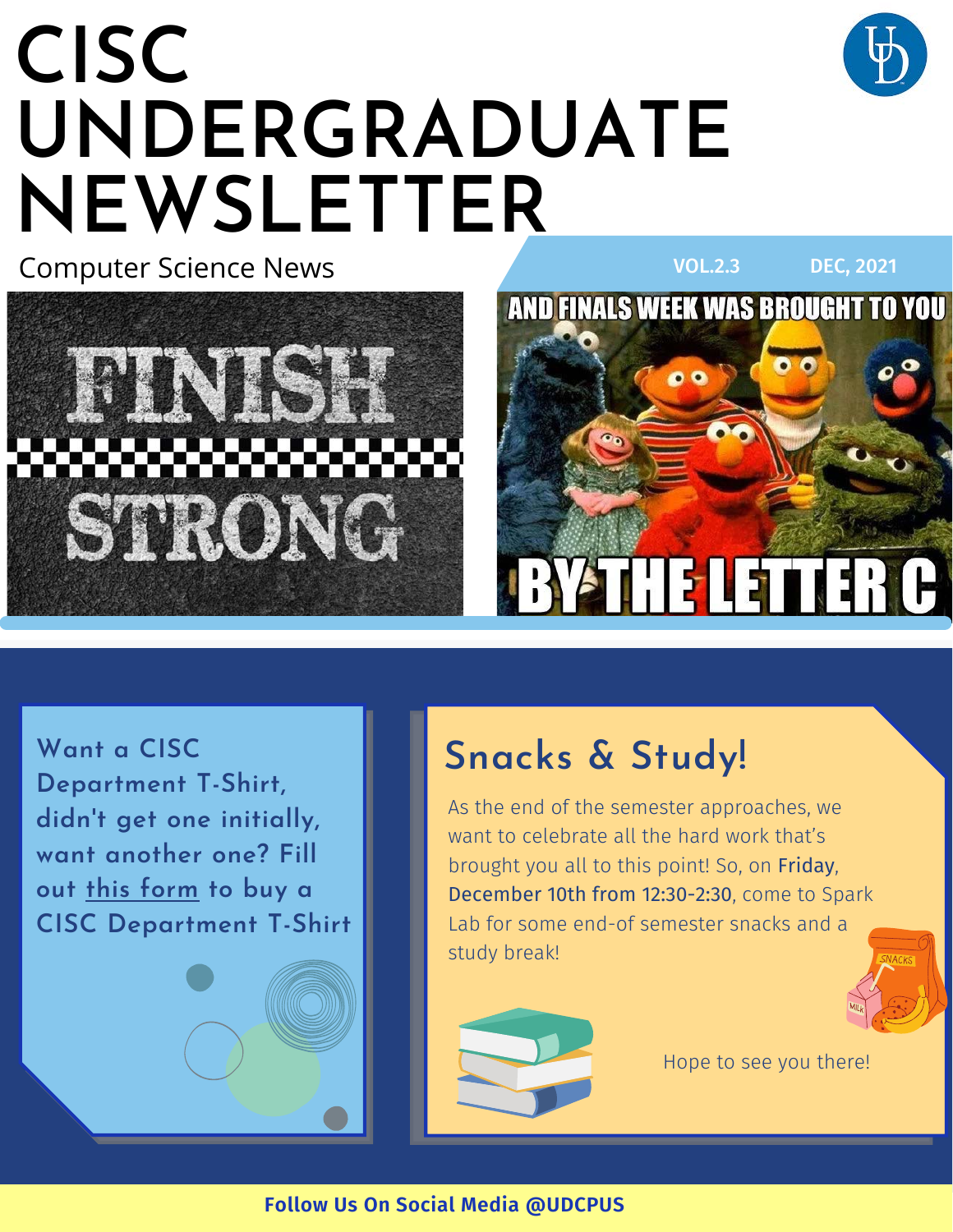# CISC UNDERGRADUATE NEWSLETTER

Computer Science News

VOL.2.3 DEC, 2021

FINISH STRONG

AND FINALS WEEK WAS BROUGHT TO YOU BY THE LETTER C

Want a CISC Department T-Shirt, didn't get one initially, want another one? Fill out this form to buy a CISC Department T-Shirt

## Snacks & Study!

As the end of the semester approaches, we want to celebrate all the hard work that's brought you all to this point! So, on Friday, December 10th from 12:30-2:30, come to Spark Lab for some end-of semester snacks and a study break!

Hope to see you there!

**Follow Us On Social Media @UDCPUS**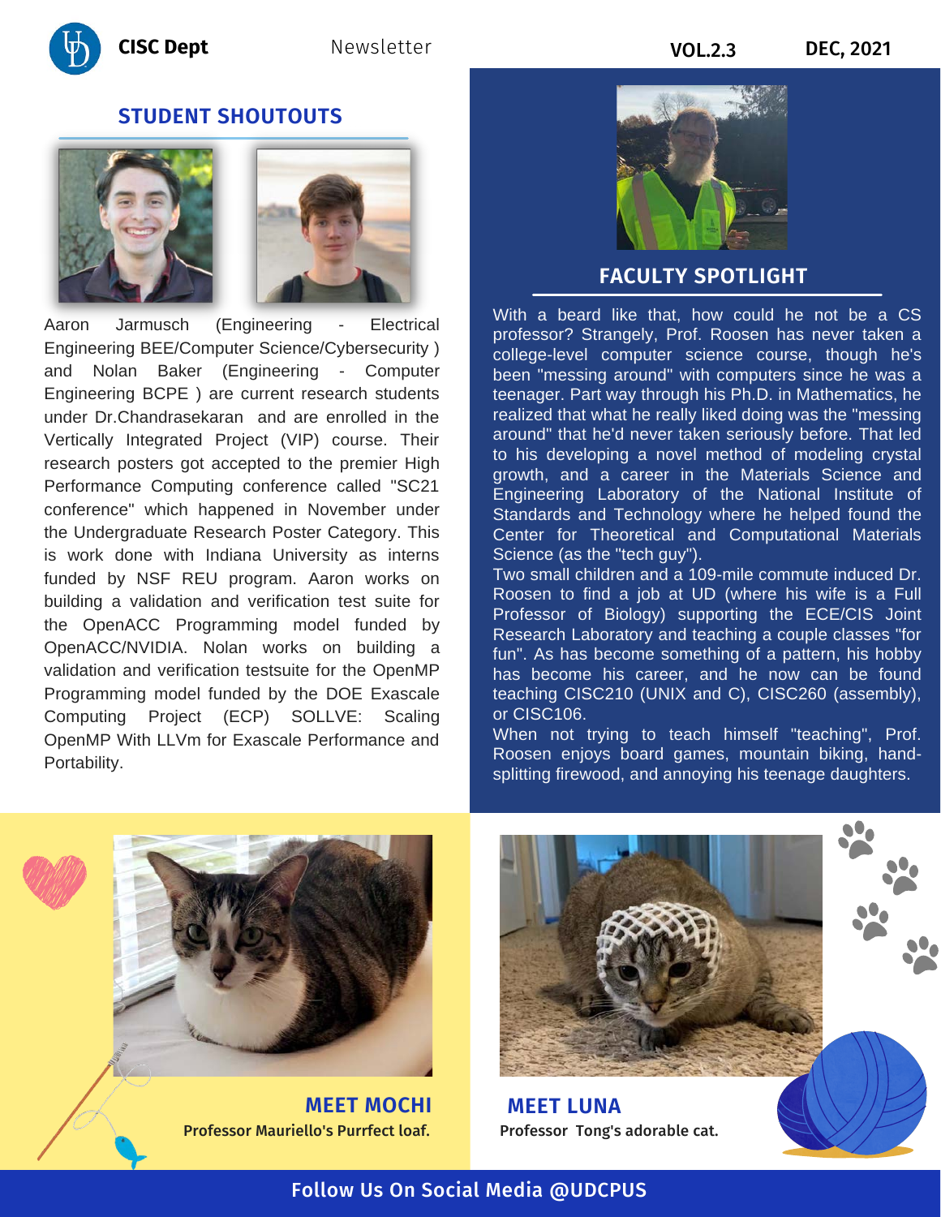## STUDENT SHOUTOUTS

Aaron Jarmusch (Engineering - Electrical Engineering BEE/Computer Science/Cybersecurity ) and Nolan Baker (Engineering - Computer Engineering BCPE ) are current research students under Dr.Chandrasekaran and are enrolled in the Vertically Integrated Project (VIP) course. Their research posters got accepted to the premier High Performance Computing conference called "SC21 conference" which happened in November under the Undergraduate Research Poster Category. This is work done with Indiana University as interns funded by NSF REU program. Aaron works on building a validation and verification test suite for the OpenACC Programming model funded by OpenACC/NVIDIA. Nolan works on building a validation and verification testsuite for the OpenMP Programming model funded by the DOE Exascale Computing Project (ECP) SOLLVE: Scaling OpenMP With LLVm for Exascale Performance and Portability.

## FACULTY SPOTLIGHT

With a beard like that, how could he not be a CS professor? Strangely, Prof. Roosen has never taken a college-level computer science course, though he's been "messing around" with computers since he was a teenager. Part way through his Ph.D. in Mathematics, he realized that what he really liked doing was the "messing around" that he'd never taken seriously before. That led to his developing a novel method of modeling crystal growth, and a career in the Materials Science and Engineering Laboratory of the National Institute of Standards and Technology where he helped found the Center for Theoretical and Computational Materials Science (as the "tech guy").

Two small children and a 109-mile commute induced Dr. Roosen to find a job at UD (where his wife is a Full Professor of Biology) supporting the ECE/CIS Joint Research Laboratory and teaching a couple classes "for fun". As has become something of a pattern, his hobby has become his career, and he now can be found teaching CISC210 (UNIX and C), CISC260 (assembly), or CISC106.

When not trying to teach himself "teaching", Prof. Roosen enjoys board games, mountain biking, hand-splitting firewood, and annoying his teenage daughters.

## MEET MOCHI

**Professor Mauriello's Purrfect loaf.**

## MEET LUNA

**Professor Tong's adorable cat.**

**Follow Us On Social Media @UDCPUS**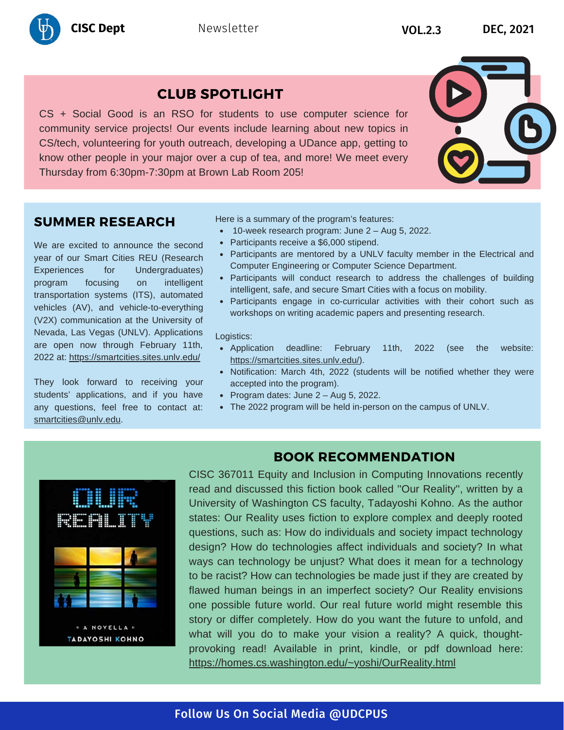# CLUB SPOTLIGHT

CS + Social Good is an RSO for students to use computer science for community service projects! Our events include learning about new topics in CS/tech, volunteering for youth outreach, developing a UDance app, getting to know other people in your major over a cup of tea, and more! We meet every Thursday from 6:30pm-7:30pm at Brown Lab Room 205!

# SUMMER RESEARCH

We are excited to announce the second year of our Smart Cities REU (Research Experiences for Undergraduates) program focusing on intelligent transportation systems (ITS), automated vehicles (AV), and vehicle-to-everything (V2X) communication at the University of Nevada, Las Vegas (UNLV). Applications are open now through February 11th, 2022 at: https://smartcities.sites.unlv.edu/

They look forward to receiving your students' applications, and if you have any questions, feel free to contact at: smartcities@unlv.edu.

Here is a summary of the program's features:

- 10-week research program: June 2 – Aug 5, 2022.
- Participants receive a $6,000 stipend.
- Participants are mentored by a UNLV faculty member in the Electrical and Computer Engineering or Computer Science Department.
- Participants will conduct research to address the challenges of building intelligent, safe, and secure Smart Cities with a focus on mobility.
- Participants engage in co-curricular activities with their cohort such as workshops on writing academic papers and presenting research.

Logistics:

- Application deadline: February 11th, 2022 (see the website: https://smartcities.sites.unlv.edu/).
- Notification: March 4th, 2022 (students will be notified whether they were accepted into the program).
- Program dates: June 2 – Aug 5, 2022.
- The 2022 program will be held in-person on the campus of UNLV.

# BOOK RECOMMENDATION

CISC 367011 Equity and Inclusion in Computing Innovations recently read and discussed this fiction book called "Our Reality", written by a University of Washington CS faculty, Tadayoshi Kohno. As the author states: Our Reality uses fiction to explore complex and deeply rooted questions, such as: How do individuals and society impact technology design? How do technologies affect individuals and society? In what ways can technology be unjust? What does it mean for a technology to be racist? How can technologies be made just if they are created by flawed human beings in an imperfect society? Our Reality envisions one possible future world. Our real future world might resemble this story or differ completely. How do you want the future to unfold, and what will you do to make your vision a reality? A quick, thought-provoking read! Available in print, kindle, or pdf download here: https://homes.cs.washington.edu/~yoshi/OurReality.html

Follow Us On Social Media @UDCPUS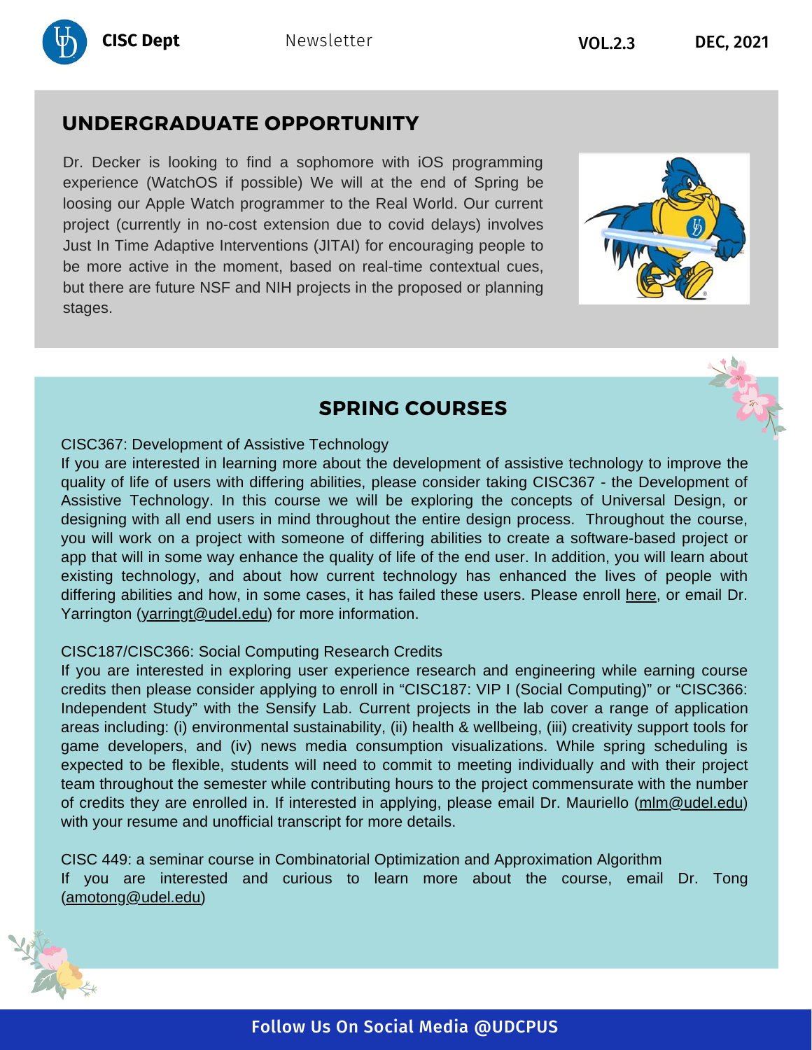## UNDERGRADUATE OPPORTUNITY

Dr. Decker is looking to find a sophomore with iOS programming experience (WatchOS if possible) We will at the end of Spring be loosing our Apple Watch programmer to the Real World. Our current project (currently in no-cost extension due to covid delays) involves Just In Time Adaptive Interventions (JITAI) for encouraging people to be more active in the moment, based on real-time contextual cues, but there are future NSF and NIH projects in the proposed or planning stages.

## SPRING COURSES

CISC367: Development of Assistive Technology

If you are interested in learning more about the development of assistive technology to improve the quality of life of users with differing abilities, please consider taking CISC367 - the Development of Assistive Technology. In this course we will be exploring the concepts of Universal Design, or designing with all end users in mind throughout the entire design process. Throughout the course, you will work on a project with someone of differing abilities to create a software-based project or app that will in some way enhance the quality of life of the end user. In addition, you will learn about existing technology, and about how current technology has enhanced the lives of people with differing abilities and how, in some cases, it has failed these users. Please enroll here, or email Dr. Yarrington (yarringt@udel.edu) for more information.

CISC187/CISC366: Social Computing Research Credits

If you are interested in exploring user experience research and engineering while earning course credits then please consider applying to enroll in "CISC187: VIP I (Social Computing)" or "CISC366: Independent Study" with the Sensify Lab. Current projects in the lab cover a range of application areas including: (i) environmental sustainability, (ii) health & wellbeing, (iii) creativity support tools for game developers, and (iv) news media consumption visualizations. While spring scheduling is expected to be flexible, students will need to commit to meeting individually and with their project team throughout the semester while contributing hours to the project commensurate with the number of credits they are enrolled in. If interested in applying, please email Dr. Mauriello (mlm@udel.edu) with your resume and unofficial transcript for more details.

CISC 449: a seminar course in Combinatorial Optimization and Approximation Algorithm

If you are interested and curious to learn more about the course, email Dr. Tong (amotong@udel.edu)

Follow Us On Social Media @UDCPUS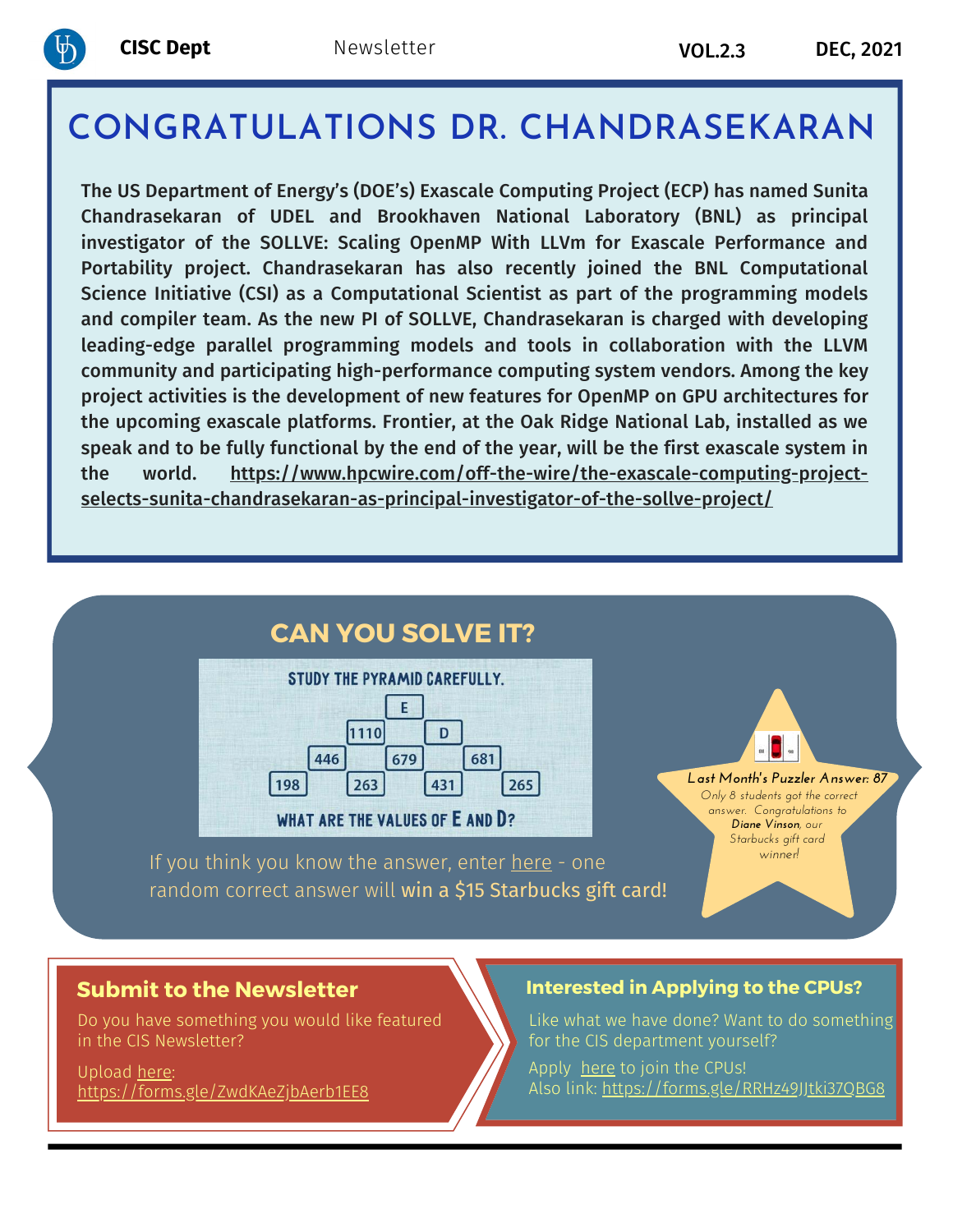# CONGRATULATIONS DR. CHANDRASEKARAN

**The US Department of Energy's (DOE's) Exascale Computing Project (ECP) has named Sunita Chandrasekaran of UDEL and Brookhaven National Laboratory (BNL) as principal investigator of the SOLLVE: Scaling OpenMP With LLVm for Exascale Performance and Portability project. Chandrasekaran has also recently joined the BNL Computational Science Initiative (CSI) as a Computational Scientist as part of the programming models and compiler team. As the new PI of SOLLVE, Chandrasekaran is charged with developing leading-edge parallel programming models and tools in collaboration with the LLVM community and participating high-performance computing system vendors. Among the key project activities is the development of new features for OpenMP on GPU architectures for the upcoming exascale platforms. Frontier, at the Oak Ridge National Lab, installed as we speak and to be fully functional by the end of the year, will be the first exascale system in the world. https://www.hpcwire.com/off-the-wire/the-exascale-computing-project-selects-sunita-chandrasekaran-as-principal-investigator-of-the-sollve-project/**

## CAN YOU SOLVE IT?

STUDY THE PYRAMID CAREFULLY.

E

1110 D

446 679 681

198 263 431 265

WHAT ARE THE VALUES OF E AND D?

If you think you know the answer, enter here - one random correct answer will **win a $15 Starbucks gift card!**

*Last Month's Puzzler Answer: 87*

*Only 8 students got the correct answer. Congratulations to* ***Diane Vinson****, our Starbucks gift card winner!*

## Submit to the Newsletter

Do you have something you would like featured in the CIS Newsletter?

Upload here: https://forms.gle/ZwdKAeZjbAerb1EE8

## Interested in Applying to the CPUs?

Like what we have done? Want to do something for the CIS department yourself?

Apply here to join the CPUs!

Also link: https://forms.gle/RRHz49JJtki37QBG8